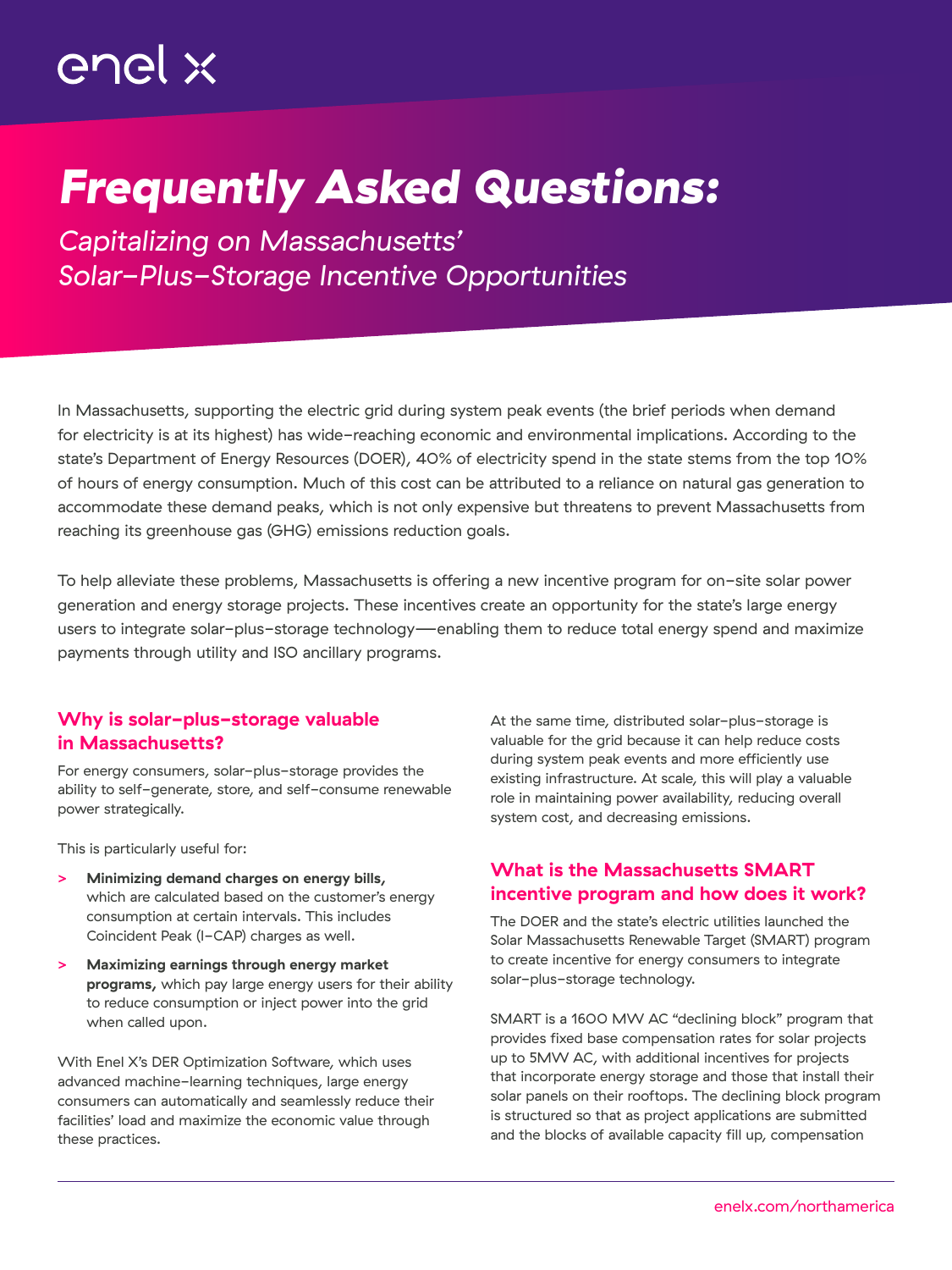enel x

# Frequently Asked Questions:

*Capitalizing on Massachusetts' Solar-Plus-Storage Incentive Opportunities*

In Massachusetts, supporting the electric grid during system peak events (the brief periods when demand for electricity is at its highest) has wide-reaching economic and environmental implications. According to the state's Department of Energy Resources (DOER), 40% of electricity spend in the state stems from the top 10% of hours of energy consumption. Much of this cost can be attributed to a reliance on natural gas generation to accommodate these demand peaks, which is not only expensive but threatens to prevent Massachusetts from reaching its greenhouse gas (GHG) emissions reduction goals.

To help alleviate these problems, Massachusetts is offering a new incentive program for on-site solar power generation and energy storage projects. These incentives create an opportunity for the state's large energy users to integrate solar-plus-storage technology—enabling them to reduce total energy spend and maximize payments through utility and ISO ancillary programs.

## Why is solar-plus-storage valuable in Massachusetts?

For energy consumers, solar-plus-storage provides the ability to self-generate, store, and self-consume renewable power strategically.

This is particularly useful for:

- **Minimizing demand charges on energy bills,** which are calculated based on the customer's energy consumption at certain intervals. This includes Coincident Peak (I-CAP) charges as well.
- **Maximizing earnings through energy market programs,** which pay large energy users for their ability to reduce consumption or inject power into the grid when called upon.

With Enel X's DER Optimization Software, which uses advanced machine-learning techniques, large energy consumers can automatically and seamlessly reduce their facilities' load and maximize the economic value through these practices.

At the same time, distributed solar-plus-storage is valuable for the grid because it can help reduce costs during system peak events and more efficiently use existing infrastructure. At scale, this will play a valuable role in maintaining power availability, reducing overall system cost, and decreasing emissions.

## What is the Massachusetts SMART incentive program and how does it work?

The DOER and the state's electric utilities launched the Solar Massachusetts Renewable Target (SMART) program to create incentive for energy consumers to integrate solar-plus-storage technology.

SMART is a 1600 MW AC "declining block" program that provides fixed base compensation rates for solar projects up to 5MW AC, with additional incentives for projects that incorporate energy storage and those that install their solar panels on their rooftops. The declining block program is structured so that as project applications are submitted and the blocks of available capacity fill up, compensation

enelx.com/northamerica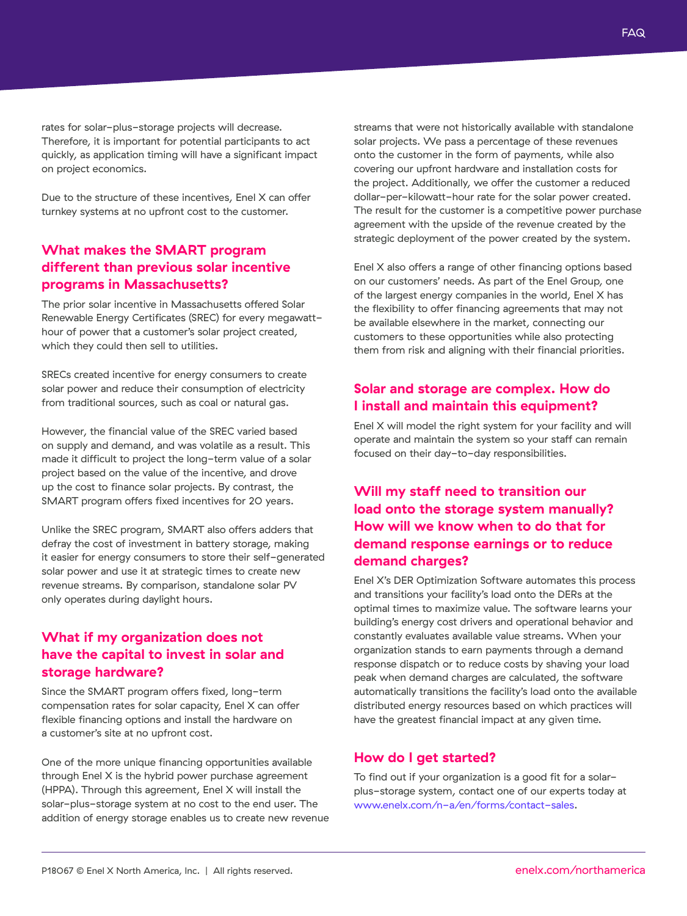rates for solar-plus-storage projects will decrease. Therefore, it is important for potential participants to act quickly, as application timing will have a significant impact on project economics.

Due to the structure of these incentives, Enel X can offer turnkey systems at no upfront cost to the customer.

## What makes the SMART program different than previous solar incentive programs in Massachusetts?

The prior solar incentive in Massachusetts offered Solar Renewable Energy Certificates (SREC) for every megawatt-hour of power that a customer's solar project created, which they could then sell to utilities.

SRECs created incentive for energy consumers to create solar power and reduce their consumption of electricity from traditional sources, such as coal or natural gas.

However, the financial value of the SREC varied based on supply and demand, and was volatile as a result. This made it difficult to project the long-term value of a solar project based on the value of the incentive, and drove up the cost to finance solar projects. By contrast, the SMART program offers fixed incentives for 20 years.

Unlike the SREC program, SMART also offers adders that defray the cost of investment in battery storage, making it easier for energy consumers to store their self-generated solar power and use it at strategic times to create new revenue streams. By comparison, standalone solar PV only operates during daylight hours.

## What if my organization does not have the capital to invest in solar and storage hardware?

Since the SMART program offers fixed, long-term compensation rates for solar capacity, Enel X can offer flexible financing options and install the hardware on a customer's site at no upfront cost.

One of the more unique financing opportunities available through Enel X is the hybrid power purchase agreement (HPPA). Through this agreement, Enel X will install the solar-plus-storage system at no cost to the end user. The addition of energy storage enables us to create new revenue streams that were not historically available with standalone solar projects. We pass a percentage of these revenues onto the customer in the form of payments, while also covering our upfront hardware and installation costs for the project. Additionally, we offer the customer a reduced dollar-per-kilowatt-hour rate for the solar power created. The result for the customer is a competitive power purchase agreement with the upside of the revenue created by the strategic deployment of the power created by the system.

Enel X also offers a range of other financing options based on our customers' needs. As part of the Enel Group, one of the largest energy companies in the world, Enel X has the flexibility to offer financing agreements that may not be available elsewhere in the market, connecting our customers to these opportunities while also protecting them from risk and aligning with their financial priorities.

## Solar and storage are complex. How do I install and maintain this equipment?

Enel X will model the right system for your facility and will operate and maintain the system so your staff can remain focused on their day-to-day responsibilities.

## Will my staff need to transition our load onto the storage system manually? How will we know when to do that for demand response earnings or to reduce demand charges?

Enel X's DER Optimization Software automates this process and transitions your facility's load onto the DERs at the optimal times to maximize value. The software learns your building's energy cost drivers and operational behavior and constantly evaluates available value streams. When your organization stands to earn payments through a demand response dispatch or to reduce costs by shaving your load peak when demand charges are calculated, the software automatically transitions the facility's load onto the available distributed energy resources based on which practices will have the greatest financial impact at any given time.

## How do I get started?

To find out if your organization is a good fit for a solar-plus-storage system, contact one of our experts today at www.enelx.com/n-a/en/forms/contact-sales.

P18067 © Enel X North America, Inc. | All rights reserved.

enelx.com/northamerica